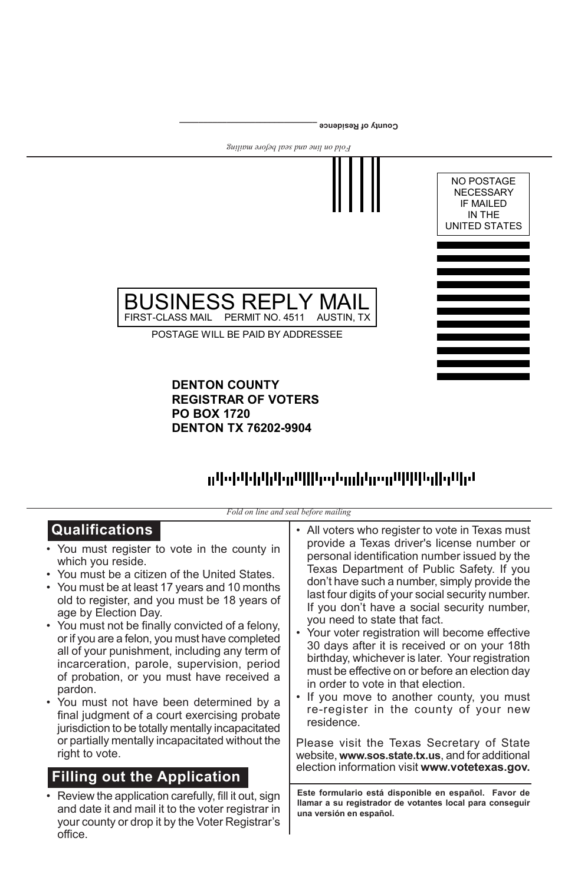County of Residence ____________________

*Fold on line and seal before mailing*

NO POSTAGE
NECESSARY
IF MAILED
IN THE
UNITED STATES

# BUSINESS REPLY MAIL

FIRST-CLASS MAIL PERMIT NO. 4511 AUSTIN, TX

POSTAGE WILL BE PAID BY ADDRESSEE

**DENTON COUNTY**
**REGISTRAR OF VOTERS**
**PO BOX 1720**
**DENTON TX 76202-9904**

*Fold on line and seal before mailing*

## Qualifications

- You must register to vote in the county in which you reside.
- You must be a citizen of the United States.
- You must be at least 17 years and 10 months old to register, and you must be 18 years of age by Election Day.
- You must not be finally convicted of a felony, or if you are a felon, you must have completed all of your punishment, including any term of incarceration, parole, supervision, period of probation, or you must have received a pardon.
- You must not have been determined by a final judgment of a court exercising probate jurisdiction to be totally mentally incapacitated or partially mentally incapacitated without the right to vote.

## Filling out the Application

- Review the application carefully, fill it out, sign and date it and mail it to the voter registrar in your county or drop it by the Voter Registrar's office.
- All voters who register to vote in Texas must provide a Texas driver's license number or personal identification number issued by the Texas Department of Public Safety. If you don't have such a number, simply provide the last four digits of your social security number. If you don't have a social security number, you need to state that fact.
- Your voter registration will become effective 30 days after it is received or on your 18th birthday, whichever is later. Your registration must be effective on or before an election day in order to vote in that election.
- If you move to another county, you must re-register in the county of your new residence.

Please visit the Texas Secretary of State website, **www.sos.state.tx.us**, and for additional election information visit **www.votetexas.gov.**

**Este formulario está disponible en español. Favor de llamar a su registrador de votantes local para conseguir una versión en español.**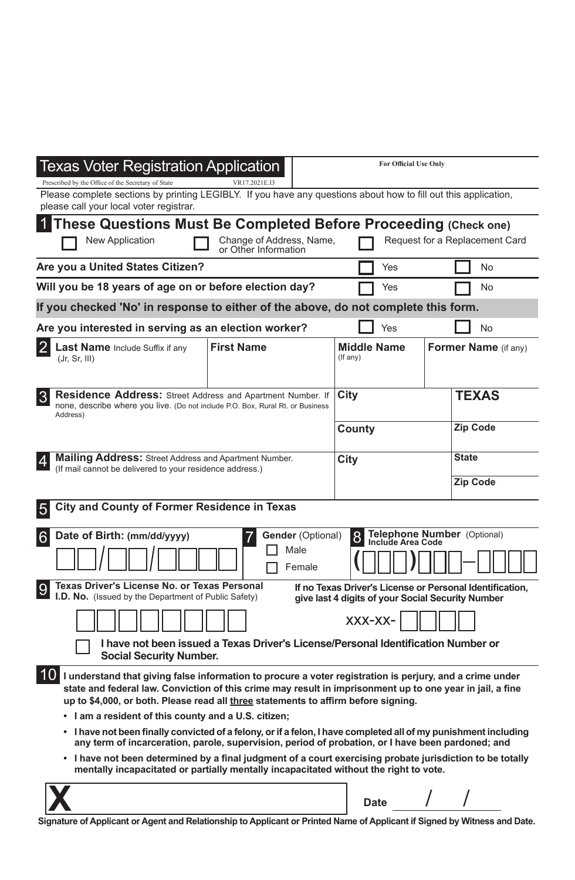# Texas Voter Registration Application

Prescribed by the Office of the Secretary of State VR17.2021E.I3

**For Official Use Only**

Please complete sections by printing LEGIBLY. If you have any questions about how to fill out this application, please call your local voter registrar.

## 1 These Questions Must Be Completed Before Proceeding (Check one)

☐ New Application ☐ Change of Address, Name, or Other Information ☐ Request for a Replacement Card

**Are you a United States Citizen?** ☐ Yes ☐ No

**Will you be 18 years of age on or before election day?** ☐ Yes ☐ No

**If you checked 'No' in response to either of the above, do not complete this form.**

**Are you interested in serving as an election worker?** ☐ Yes ☐ No

| **2 Last Name** Include Suffix if any (Jr, Sr, III) | **First Name** | **Middle Name** (If any) | **Former Name** (if any) |
|---|---|---|---|
| | | | |

| **3 Residence Address:** Street Address and Apartment Number. If none, describe where you live. (Do not include P.O. Box, Rural Rt. or Business Address) | **City** | **TEXAS** |
|---|---|---|
| | **County** | **Zip Code** |

| **4 Mailing Address:** Street Address and Apartment Number. (If mail cannot be delivered to your residence address.) | **City** | **State** |
|---|---|---|
| | | **Zip Code** |

**5 City and County of Former Residence in Texas**

**6 Date of Birth: (mm/dd/yyyy)** \_\_/\_\_/\_\_\_\_

**7 Gender** (Optional) ☐ Male ☐ Female

**8 Telephone Number** (Optional) **Include Area Code** (\_\_\_)\_\_\_-\_\_\_\_

**9 Texas Driver's License No. or Texas Personal I.D. No.** (Issued by the Department of Public Safety)

**If no Texas Driver's License or Personal Identification, give last 4 digits of your Social Security Number**

XXX-XX-

☐ **I have not been issued a Texas Driver's License/Personal Identification Number or Social Security Number.**

**10 I understand that giving false information to procure a voter registration is perjury, and a crime under state and federal law. Conviction of this crime may result in imprisonment up to one year in jail, a fine up to $4,000, or both. Please read all <u>three</u> statements to affirm before signing.**

- **I am a resident of this county and a U.S. citizen;**
- **I have not been finally convicted of a felony, or if a felon, I have completed all of my punishment including any term of incarceration, parole, supervision, period of probation, or I have been pardoned; and**
- **I have not been determined by a final judgment of a court exercising probate jurisdiction to be totally mentally incapacitated or partially mentally incapacitated without the right to vote.**

**X** \_\_\_\_\_\_\_\_\_\_\_\_\_\_\_\_\_\_\_\_ **Date** \_\_/\_\_/\_\_

**Signature of Applicant or Agent and Relationship to Applicant or Printed Name of Applicant if Signed by Witness and Date.**